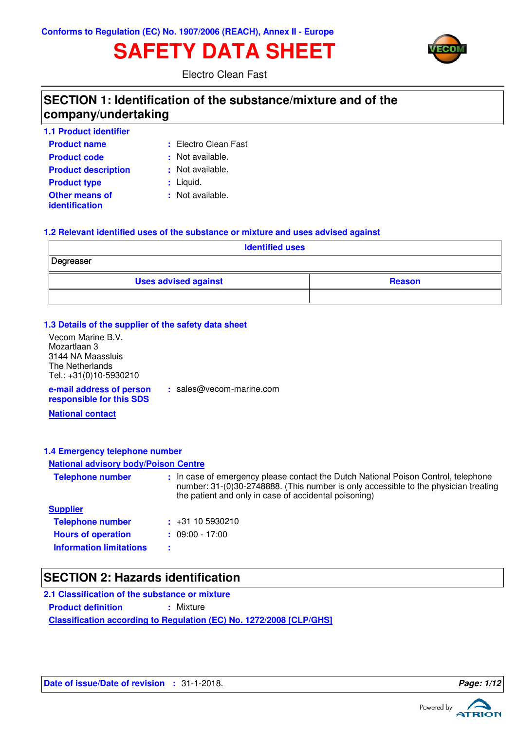Conforms to Regulation (EC) No. 1907/2006 (REACH), Annex II - Europe

# SAFETY DATA SHEET

Electro Clean Fast

## SECTION 1: Identification of the substance/mixture and of the company/undertaking

### 1.1 Product identifier

**Product name** : Electro Clean Fast

**Product code** : Not available.

**Product description** : Not available.

**Product type** : Liquid.

**Other means of identification** : Not available.

### 1.2 Relevant identified uses of the substance or mixture and uses advised against

| Identified uses | |
|---|---|
| Degreaser | |

| Uses advised against | Reason |
|---|---|
| | |

### 1.3 Details of the supplier of the safety data sheet

Vecom Marine B.V.
Mozartlaan 3
3144 NA Maassluis
The Netherlands
Tel.: +31(0)10-5930210

**e-mail address of person responsible for this SDS** : sales@vecom-marine.com

**National contact**

### 1.4 Emergency telephone number

**National advisory body/Poison Centre**

**Telephone number** : In case of emergency please contact the Dutch National Poison Control, telephone number: 31-(0)30-2748888. (This number is only accessible to the physician treating the patient and only in case of accidental poisoning)

**Supplier**

**Telephone number** : +31 10 5930210

**Hours of operation** : 09:00 - 17:00

**Information limitations** :

## SECTION 2: Hazards identification

### 2.1 Classification of the substance or mixture

**Product definition** : Mixture

**Classification according to Regulation (EC) No. 1272/2008 [CLP/GHS]**

**Date of issue/Date of revision** : 31-1-2018.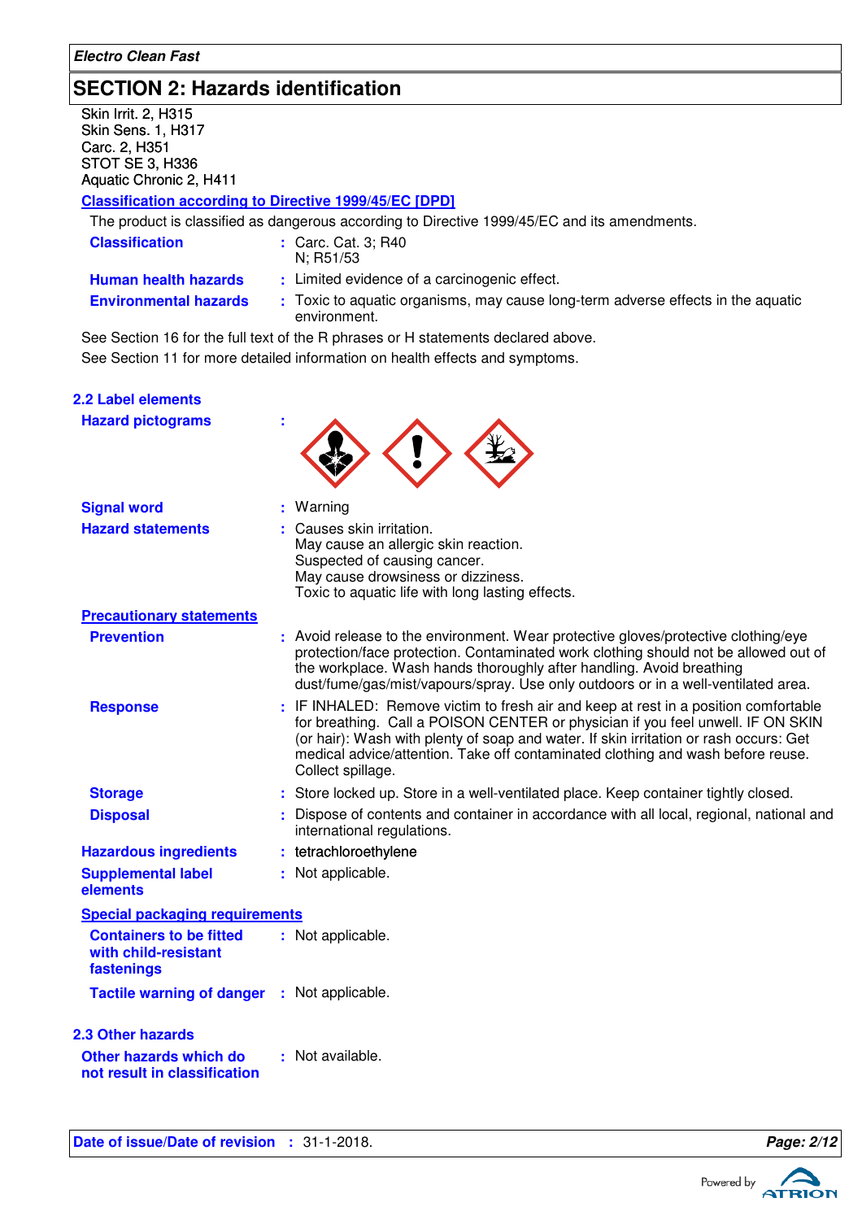## SECTION 2: Hazards identification

Skin Irrit. 2, H315
Skin Sens. 1, H317
Carc. 2, H351
STOT SE 3, H336
Aquatic Chronic 2, H411

**Classification according to Directive 1999/45/EC [DPD]**

The product is classified as dangerous according to Directive 1999/45/EC and its amendments.

| | |
|---|---|
| **Classification** | : Carc. Cat. 3; R40<br>N; R51/53 |
| **Human health hazards** | : Limited evidence of a carcinogenic effect. |
| **Environmental hazards** | : Toxic to aquatic organisms, may cause long-term adverse effects in the aquatic environment. |

See Section 16 for the full text of the R phrases or H statements declared above.
See Section 11 for more detailed information on health effects and symptoms.

### 2.2 Label elements

| | |
|---|---|
| **Hazard pictograms** | : |
| **Signal word** | : Warning |
| **Hazard statements** | : Causes skin irritation.<br>May cause an allergic skin reaction.<br>Suspected of causing cancer.<br>May cause drowsiness or dizziness.<br>Toxic to aquatic life with long lasting effects. |

**Precautionary statements**

| | |
|---|---|
| **Prevention** | : Avoid release to the environment. Wear protective gloves/protective clothing/eye protection/face protection. Contaminated work clothing should not be allowed out of the workplace. Wash hands thoroughly after handling. Avoid breathing dust/fume/gas/mist/vapours/spray. Use only outdoors or in a well-ventilated area. |
| **Response** | : IF INHALED: Remove victim to fresh air and keep at rest in a position comfortable for breathing. Call a POISON CENTER or physician if you feel unwell. IF ON SKIN (or hair): Wash with plenty of soap and water. If skin irritation or rash occurs: Get medical advice/attention. Take off contaminated clothing and wash before reuse. Collect spillage. |
| **Storage** | : Store locked up. Store in a well-ventilated place. Keep container tightly closed. |
| **Disposal** | : Dispose of contents and container in accordance with all local, regional, national and international regulations. |
| **Hazardous ingredients** | : tetrachloroethylene |
| **Supplemental label elements** | : Not applicable. |

**Special packaging requirements**

| | |
|---|---|
| **Containers to be fitted with child-resistant fastenings** | : Not applicable. |
| **Tactile warning of danger** | : Not applicable. |

### 2.3 Other hazards

| | |
|---|---|
| **Other hazards which do not result in classification** | : Not available. |

**Date of issue/Date of revision** : 31-1-2018.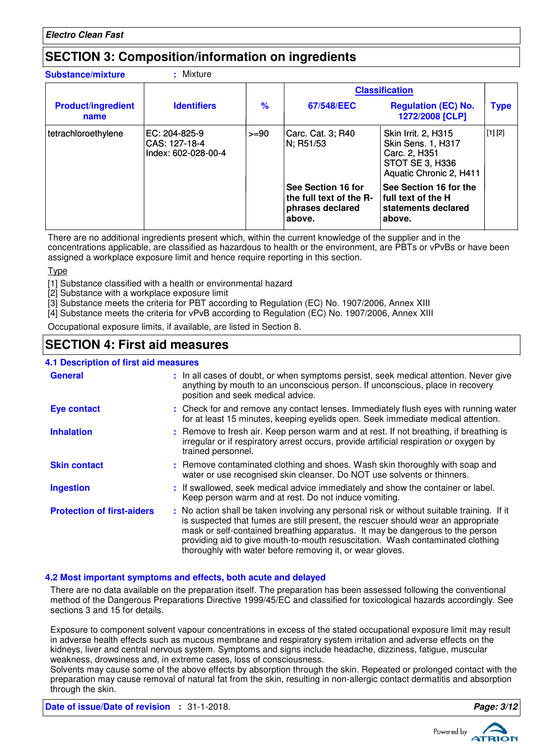## SECTION 3: Composition/information on ingredients

**Substance/mixture** : Mixture

| Product/ingredient name | Identifiers | % | Classification 67/548/EEC | Classification Regulation (EC) No. 1272/2008 [CLP] | Type |
|---|---|---|---|---|---|
| tetrachloroethylene | EC: 204-825-9<br>CAS: 127-18-4<br>Index: 602-028-00-4 | >=90 | Carc. Cat. 3; R40<br>N; R51/53 | Skin Irrit. 2, H315<br>Skin Sens. 1, H317<br>Carc. 2, H351<br>STOT SE 3, H336<br>Aquatic Chronic 2, H411 | [1] [2] |
| | | | **See Section 16 for the full text of the R-phrases declared above.** | **See Section 16 for the full text of the H statements declared above.** | |

There are no additional ingredients present which, within the current knowledge of the supplier and in the concentrations applicable, are classified as hazardous to health or the environment, are PBTs or vPvBs or have been assigned a workplace exposure limit and hence require reporting in this section.

Type

[1] Substance classified with a health or environmental hazard
[2] Substance with a workplace exposure limit
[3] Substance meets the criteria for PBT according to Regulation (EC) No. 1907/2006, Annex XIII
[4] Substance meets the criteria for vPvB according to Regulation (EC) No. 1907/2006, Annex XIII

Occupational exposure limits, if available, are listed in Section 8.

## SECTION 4: First aid measures

### 4.1 Description of first aid measures

**General** : In all cases of doubt, or when symptoms persist, seek medical attention. Never give anything by mouth to an unconscious person. If unconscious, place in recovery position and seek medical advice.

**Eye contact** : Check for and remove any contact lenses. Immediately flush eyes with running water for at least 15 minutes, keeping eyelids open. Seek immediate medical attention.

**Inhalation** : Remove to fresh air. Keep person warm and at rest. If not breathing, if breathing is irregular or if respiratory arrest occurs, provide artificial respiration or oxygen by trained personnel.

**Skin contact** : Remove contaminated clothing and shoes. Wash skin thoroughly with soap and water or use recognised skin cleanser. Do NOT use solvents or thinners.

**Ingestion** : If swallowed, seek medical advice immediately and show the container or label. Keep person warm and at rest. Do not induce vomiting.

**Protection of first-aiders** : No action shall be taken involving any personal risk or without suitable training. If it is suspected that fumes are still present, the rescuer should wear an appropriate mask or self-contained breathing apparatus. It may be dangerous to the person providing aid to give mouth-to-mouth resuscitation. Wash contaminated clothing thoroughly with water before removing it, or wear gloves.

### 4.2 Most important symptoms and effects, both acute and delayed

There are no data available on the preparation itself. The preparation has been assessed following the conventional method of the Dangerous Preparations Directive 1999/45/EC and classified for toxicological hazards accordingly. See sections 3 and 15 for details.

Exposure to component solvent vapour concentrations in excess of the stated occupational exposure limit may result in adverse health effects such as mucous membrane and respiratory system irritation and adverse effects on the kidneys, liver and central nervous system. Symptoms and signs include headache, dizziness, fatigue, muscular weakness, drowsiness and, in extreme cases, loss of consciousness.
Solvents may cause some of the above effects by absorption through the skin. Repeated or prolonged contact with the preparation may cause removal of natural fat from the skin, resulting in non-allergic contact dermatitis and absorption through the skin.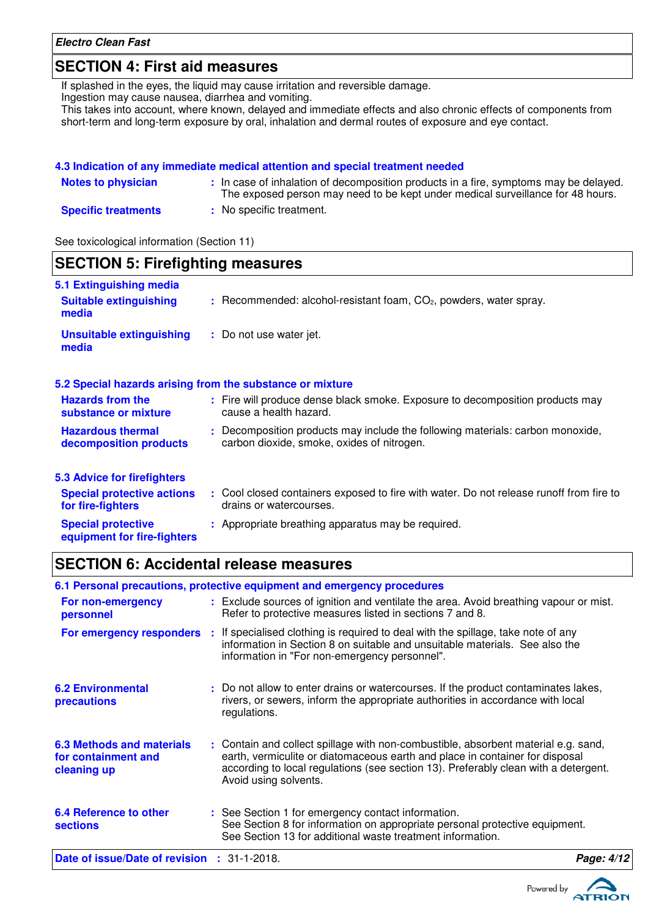## SECTION 4: First aid measures

If splashed in the eyes, the liquid may cause irritation and reversible damage.
Ingestion may cause nausea, diarrhea and vomiting.
This takes into account, where known, delayed and immediate effects and also chronic effects of components from short-term and long-term exposure by oral, inhalation and dermal routes of exposure and eye contact.

### 4.3 Indication of any immediate medical attention and special treatment needed

**Notes to physician** : In case of inhalation of decomposition products in a fire, symptoms may be delayed. The exposed person may need to be kept under medical surveillance for 48 hours.

**Specific treatments** : No specific treatment.

See toxicological information (Section 11)

## SECTION 5: Firefighting measures

### 5.1 Extinguishing media

**Suitable extinguishing media** : Recommended: alcohol-resistant foam, $CO_2$, powders, water spray.

**Unsuitable extinguishing media** : Do not use water jet.

### 5.2 Special hazards arising from the substance or mixture

**Hazards from the substance or mixture** : Fire will produce dense black smoke. Exposure to decomposition products may cause a health hazard.

**Hazardous thermal decomposition products** : Decomposition products may include the following materials: carbon monoxide, carbon dioxide, smoke, oxides of nitrogen.

### 5.3 Advice for firefighters

**Special protective actions for fire-fighters** : Cool closed containers exposed to fire with water. Do not release runoff from fire to drains or watercourses.

**Special protective equipment for fire-fighters** : Appropriate breathing apparatus may be required.

## SECTION 6: Accidental release measures

### 6.1 Personal precautions, protective equipment and emergency procedures

**For non-emergency personnel** : Exclude sources of ignition and ventilate the area. Avoid breathing vapour or mist. Refer to protective measures listed in sections 7 and 8.

**For emergency responders** : If specialised clothing is required to deal with the spillage, take note of any information in Section 8 on suitable and unsuitable materials. See also the information in "For non-emergency personnel".

**6.2 Environmental precautions** : Do not allow to enter drains or watercourses. If the product contaminates lakes, rivers, or sewers, inform the appropriate authorities in accordance with local regulations.

**6.3 Methods and materials for containment and cleaning up** : Contain and collect spillage with non-combustible, absorbent material e.g. sand, earth, vermiculite or diatomaceous earth and place in container for disposal according to local regulations (see section 13). Preferably clean with a detergent. Avoid using solvents.

**6.4 Reference to other sections** : See Section 1 for emergency contact information.
See Section 8 for information on appropriate personal protective equipment.
See Section 13 for additional waste treatment information.

**Date of issue/Date of revision** : 31-1-2018.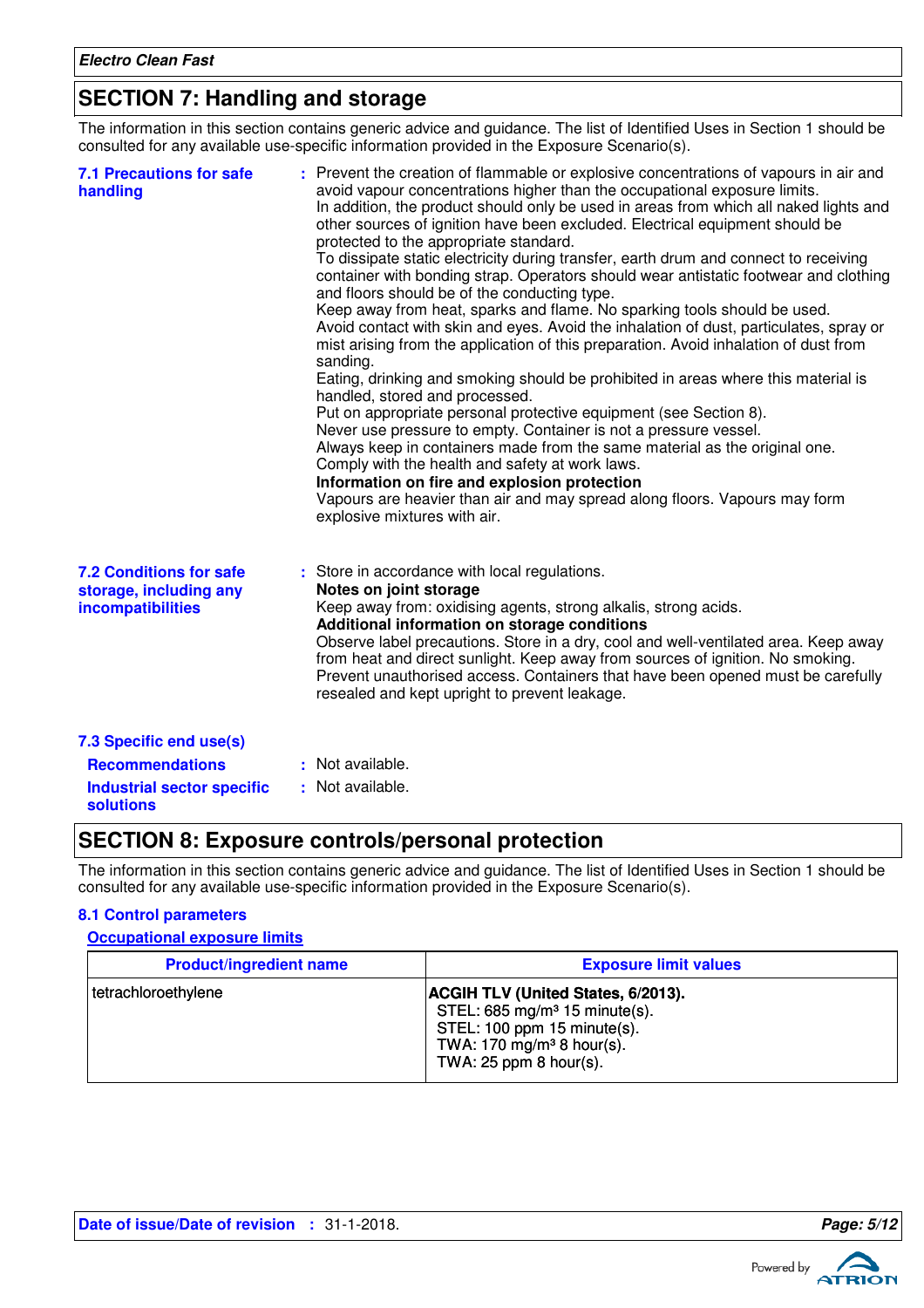## SECTION 7: Handling and storage

The information in this section contains generic advice and guidance. The list of Identified Uses in Section 1 should be consulted for any available use-specific information provided in the Exposure Scenario(s).

**7.1 Precautions for safe handling**

: Prevent the creation of flammable or explosive concentrations of vapours in air and avoid vapour concentrations higher than the occupational exposure limits.
In addition, the product should only be used in areas from which all naked lights and other sources of ignition have been excluded. Electrical equipment should be protected to the appropriate standard.
To dissipate static electricity during transfer, earth drum and connect to receiving container with bonding strap. Operators should wear antistatic footwear and clothing and floors should be of the conducting type.
Keep away from heat, sparks and flame. No sparking tools should be used.
Avoid contact with skin and eyes. Avoid the inhalation of dust, particulates, spray or mist arising from the application of this preparation. Avoid inhalation of dust from sanding.
Eating, drinking and smoking should be prohibited in areas where this material is handled, stored and processed.
Put on appropriate personal protective equipment (see Section 8).
Never use pressure to empty. Container is not a pressure vessel.
Always keep in containers made from the same material as the original one.
Comply with the health and safety at work laws.
**Information on fire and explosion protection**
Vapours are heavier than air and may spread along floors. Vapours may form explosive mixtures with air.

**7.2 Conditions for safe storage, including any incompatibilities**

: Store in accordance with local regulations.
**Notes on joint storage**
Keep away from: oxidising agents, strong alkalis, strong acids.
**Additional information on storage conditions**
Observe label precautions. Store in a dry, cool and well-ventilated area. Keep away from heat and direct sunlight. Keep away from sources of ignition. No smoking.
Prevent unauthorised access. Containers that have been opened must be carefully resealed and kept upright to prevent leakage.

**7.3 Specific end use(s)**

**Recommendations** : Not available.

**Industrial sector specific solutions** : Not available.

## SECTION 8: Exposure controls/personal protection

The information in this section contains generic advice and guidance. The list of Identified Uses in Section 1 should be consulted for any available use-specific information provided in the Exposure Scenario(s).

**8.1 Control parameters**

**Occupational exposure limits**

| Product/ingredient name | Exposure limit values |
|---|---|
| tetrachloroethylene | **ACGIH TLV (United States, 6/2013).**<br>STEL: 685 mg/m³ 15 minute(s).<br>STEL: 100 ppm 15 minute(s).<br>TWA: 170 mg/m³ 8 hour(s).<br>TWA: 25 ppm 8 hour(s). |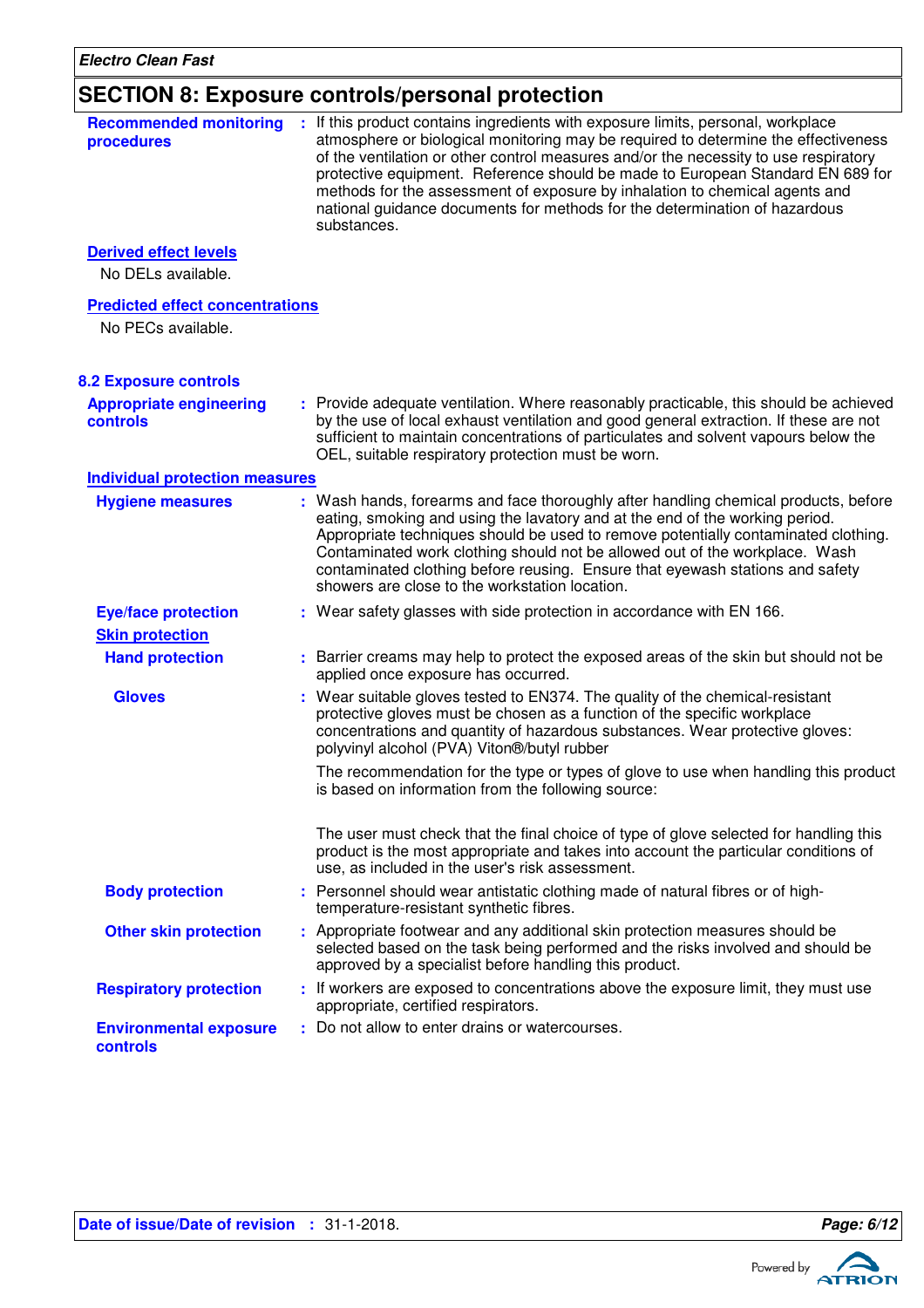## SECTION 8: Exposure controls/personal protection

**Recommended monitoring procedures** : If this product contains ingredients with exposure limits, personal, workplace atmosphere or biological monitoring may be required to determine the effectiveness of the ventilation or other control measures and/or the necessity to use respiratory protective equipment. Reference should be made to European Standard EN 689 for methods for the assessment of exposure by inhalation to chemical agents and national guidance documents for methods for the determination of hazardous substances.

**Derived effect levels**

No DELs available.

**Predicted effect concentrations**

No PECs available.

### 8.2 Exposure controls

**Appropriate engineering controls** : Provide adequate ventilation. Where reasonably practicable, this should be achieved by the use of local exhaust ventilation and good general extraction. If these are not sufficient to maintain concentrations of particulates and solvent vapours below the OEL, suitable respiratory protection must be worn.

**Individual protection measures**

**Hygiene measures** : Wash hands, forearms and face thoroughly after handling chemical products, before eating, smoking and using the lavatory and at the end of the working period. Appropriate techniques should be used to remove potentially contaminated clothing. Contaminated work clothing should not be allowed out of the workplace. Wash contaminated clothing before reusing. Ensure that eyewash stations and safety showers are close to the workstation location.

**Eye/face protection** : Wear safety glasses with side protection in accordance with EN 166.

**Skin protection**

**Hand protection** : Barrier creams may help to protect the exposed areas of the skin but should not be applied once exposure has occurred.

**Gloves** : Wear suitable gloves tested to EN374. The quality of the chemical-resistant protective gloves must be chosen as a function of the specific workplace concentrations and quantity of hazardous substances. Wear protective gloves: polyvinyl alcohol (PVA) Viton®/butyl rubber

The recommendation for the type or types of glove to use when handling this product is based on information from the following source:

The user must check that the final choice of type of glove selected for handling this product is the most appropriate and takes into account the particular conditions of use, as included in the user's risk assessment.

**Body protection** : Personnel should wear antistatic clothing made of natural fibres or of high-temperature-resistant synthetic fibres.

**Other skin protection** : Appropriate footwear and any additional skin protection measures should be selected based on the task being performed and the risks involved and should be approved by a specialist before handling this product.

**Respiratory protection** : If workers are exposed to concentrations above the exposure limit, they must use appropriate, certified respirators.

**Environmental exposure controls** : Do not allow to enter drains or watercourses.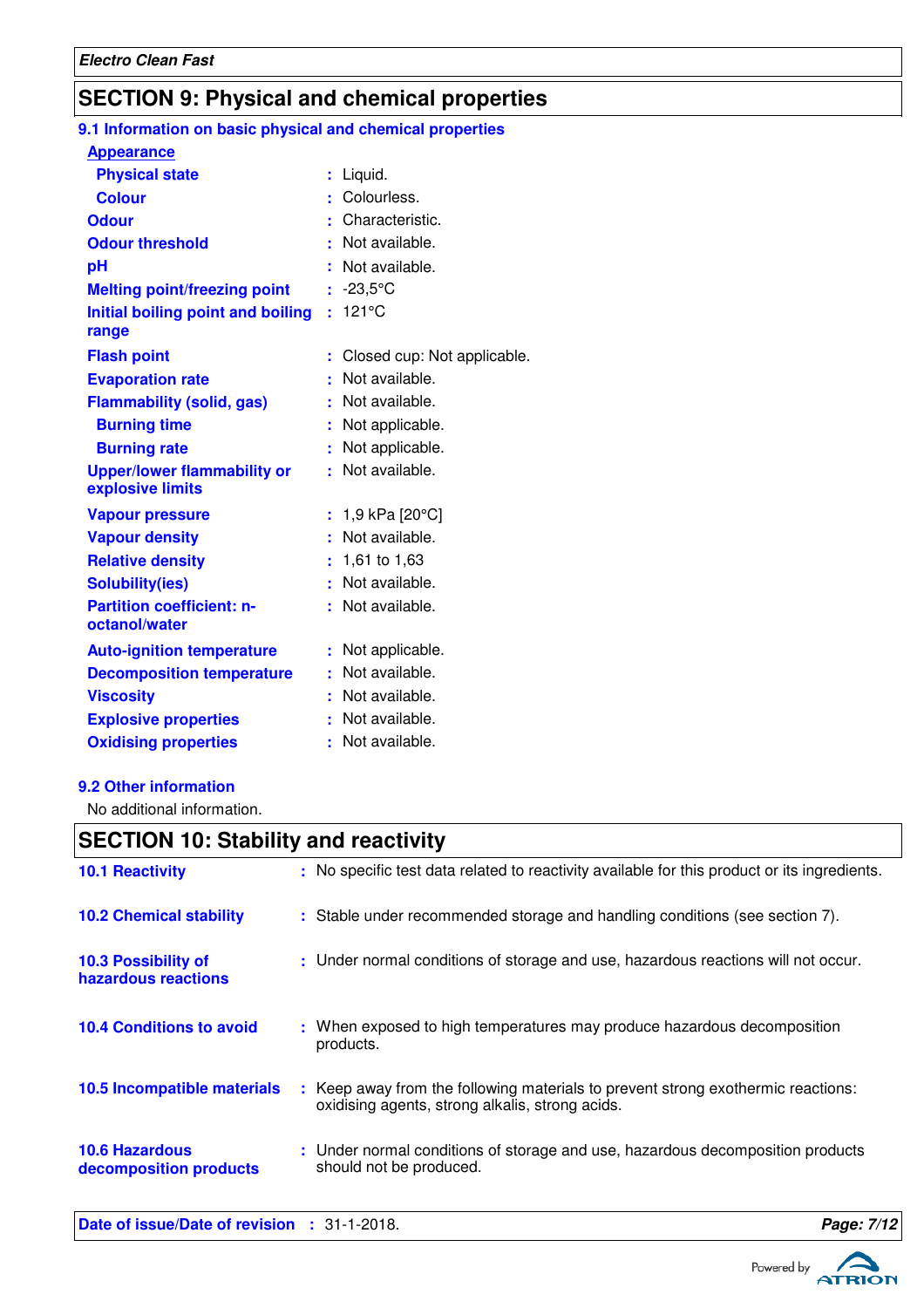## SECTION 9: Physical and chemical properties

### 9.1 Information on basic physical and chemical properties

**Appearance**

| | | |
|---|---|---|
| **Physical state** | : | Liquid. |
| **Colour** | : | Colourless. |
| **Odour** | : | Characteristic. |
| **Odour threshold** | : | Not available. |
| **pH** | : | Not available. |
| **Melting point/freezing point** | : | -23,5°C |
| **Initial boiling point and boiling range** | : | 121°C |
| **Flash point** | : | Closed cup: Not applicable. |
| **Evaporation rate** | : | Not available. |
| **Flammability (solid, gas)** | : | Not available. |
| **Burning time** | : | Not applicable. |
| **Burning rate** | : | Not applicable. |
| **Upper/lower flammability or explosive limits** | : | Not available. |
| **Vapour pressure** | : | 1,9 kPa [20°C] |
| **Vapour density** | : | Not available. |
| **Relative density** | : | 1,61 to 1,63 |
| **Solubility(ies)** | : | Not available. |
| **Partition coefficient: n-octanol/water** | : | Not available. |
| **Auto-ignition temperature** | : | Not applicable. |
| **Decomposition temperature** | : | Not available. |
| **Viscosity** | : | Not available. |
| **Explosive properties** | : | Not available. |
| **Oxidising properties** | : | Not available. |

### 9.2 Other information

No additional information.

## SECTION 10: Stability and reactivity

| | | |
|---|---|---|
| **10.1 Reactivity** | : | No specific test data related to reactivity available for this product or its ingredients. |
| **10.2 Chemical stability** | : | Stable under recommended storage and handling conditions (see section 7). |
| **10.3 Possibility of hazardous reactions** | : | Under normal conditions of storage and use, hazardous reactions will not occur. |
| **10.4 Conditions to avoid** | : | When exposed to high temperatures may produce hazardous decomposition products. |
| **10.5 Incompatible materials** | : | Keep away from the following materials to prevent strong exothermic reactions: oxidising agents, strong alkalis, strong acids. |
| **10.6 Hazardous decomposition products** | : | Under normal conditions of storage and use, hazardous decomposition products should not be produced. |

**Date of issue/Date of revision** : 31-1-2018.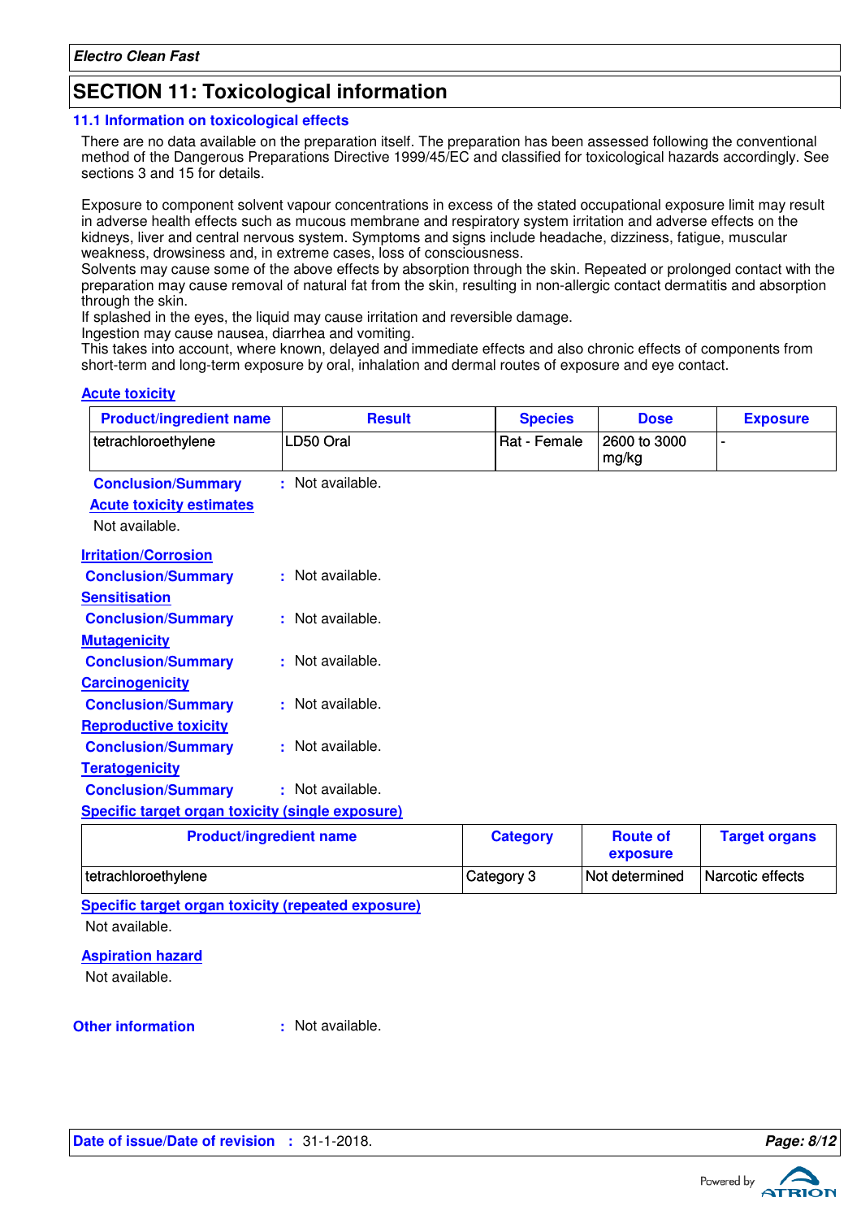## SECTION 11: Toxicological information

### 11.1 Information on toxicological effects

There are no data available on the preparation itself. The preparation has been assessed following the conventional method of the Dangerous Preparations Directive 1999/45/EC and classified for toxicological hazards accordingly. See sections 3 and 15 for details.

Exposure to component solvent vapour concentrations in excess of the stated occupational exposure limit may result in adverse health effects such as mucous membrane and respiratory system irritation and adverse effects on the kidneys, liver and central nervous system. Symptoms and signs include headache, dizziness, fatigue, muscular weakness, drowsiness and, in extreme cases, loss of consciousness.
Solvents may cause some of the above effects by absorption through the skin. Repeated or prolonged contact with the preparation may cause removal of natural fat from the skin, resulting in non-allergic contact dermatitis and absorption through the skin.
If splashed in the eyes, the liquid may cause irritation and reversible damage.
Ingestion may cause nausea, diarrhea and vomiting.
This takes into account, where known, delayed and immediate effects and also chronic effects of components from short-term and long-term exposure by oral, inhalation and dermal routes of exposure and eye contact.

**Acute toxicity**

| Product/ingredient name | Result | Species | Dose | Exposure |
|---|---|---|---|---|
| tetrachloroethylene | LD50 Oral | Rat - Female | 2600 to 3000 mg/kg | - |

**Conclusion/Summary** : Not available.

**Acute toxicity estimates**

Not available.

**Irritation/Corrosion**

**Conclusion/Summary** : Not available.

**Sensitisation**

**Conclusion/Summary** : Not available.

**Mutagenicity**

**Conclusion/Summary** : Not available.

**Carcinogenicity**

**Conclusion/Summary** : Not available.

**Reproductive toxicity**

**Conclusion/Summary** : Not available.

**Teratogenicity**

**Conclusion/Summary** : Not available.

**Specific target organ toxicity (single exposure)**

| Product/ingredient name | Category | Route of exposure | Target organs |
|---|---|---|---|
| tetrachloroethylene | Category 3 | Not determined | Narcotic effects |

**Specific target organ toxicity (repeated exposure)**

Not available.

**Aspiration hazard**

Not available.

**Other information** : Not available.

**Date of issue/Date of revision** : 31-1-2018.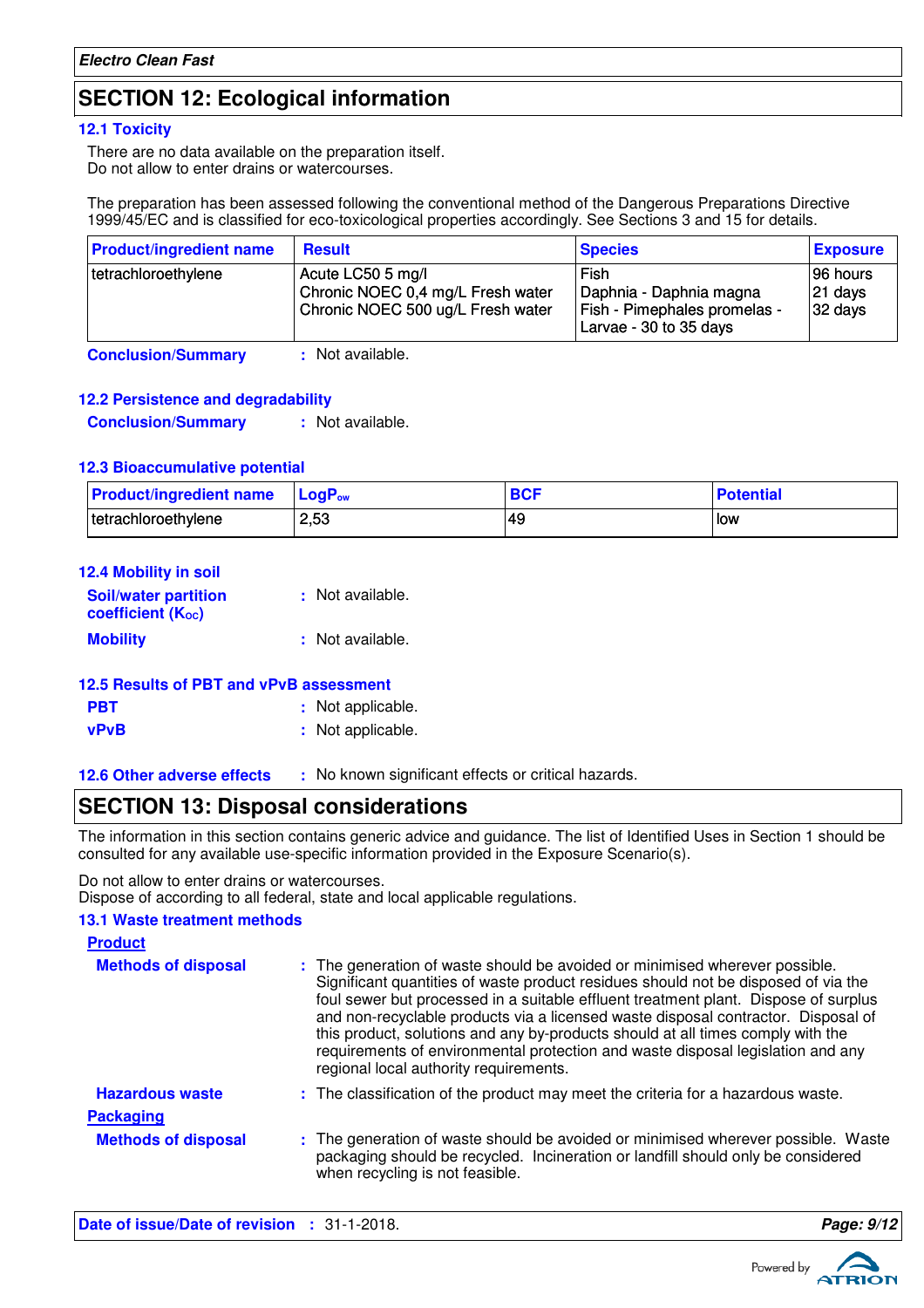## SECTION 12: Ecological information

### 12.1 Toxicity

There are no data available on the preparation itself.
Do not allow to enter drains or watercourses.

The preparation has been assessed following the conventional method of the Dangerous Preparations Directive 1999/45/EC and is classified for eco-toxicological properties accordingly. See Sections 3 and 15 for details.

| Product/ingredient name | Result | Species | Exposure |
|---|---|---|---|
| tetrachloroethylene | Acute LC50 5 mg/l<br>Chronic NOEC 0,4 mg/L Fresh water<br>Chronic NOEC 500 ug/L Fresh water | Fish<br>Daphnia - Daphnia magna<br>Fish - Pimephales promelas - Larvae - 30 to 35 days | 96 hours<br>21 days<br>32 days |

**Conclusion/Summary** : Not available.

### 12.2 Persistence and degradability

**Conclusion/Summary** : Not available.

### 12.3 Bioaccumulative potential

| Product/ingredient name | $LogP_{ow}$ | BCF | Potential |
|---|---|---|---|
| tetrachloroethylene | 2,53 | 49 | low |

### 12.4 Mobility in soil

**Soil/water partition coefficient ($K_{OC}$)** : Not available.

**Mobility** : Not available.

### 12.5 Results of PBT and vPvB assessment

**PBT** : Not applicable.

**vPvB** : Not applicable.

### 12.6 Other adverse effects : No known significant effects or critical hazards.

## SECTION 13: Disposal considerations

The information in this section contains generic advice and guidance. The list of Identified Uses in Section 1 should be consulted for any available use-specific information provided in the Exposure Scenario(s).

Do not allow to enter drains or watercourses.
Dispose of according to all federal, state and local applicable regulations.

### 13.1 Waste treatment methods

**Product**

**Methods of disposal** : The generation of waste should be avoided or minimised wherever possible. Significant quantities of waste product residues should not be disposed of via the foul sewer but processed in a suitable effluent treatment plant. Dispose of surplus and non-recyclable products via a licensed waste disposal contractor. Disposal of this product, solutions and any by-products should at all times comply with the requirements of environmental protection and waste disposal legislation and any regional local authority requirements.

**Hazardous waste** : The classification of the product may meet the criteria for a hazardous waste.

**Packaging**

**Methods of disposal** : The generation of waste should be avoided or minimised wherever possible. Waste packaging should be recycled. Incineration or landfill should only be considered when recycling is not feasible.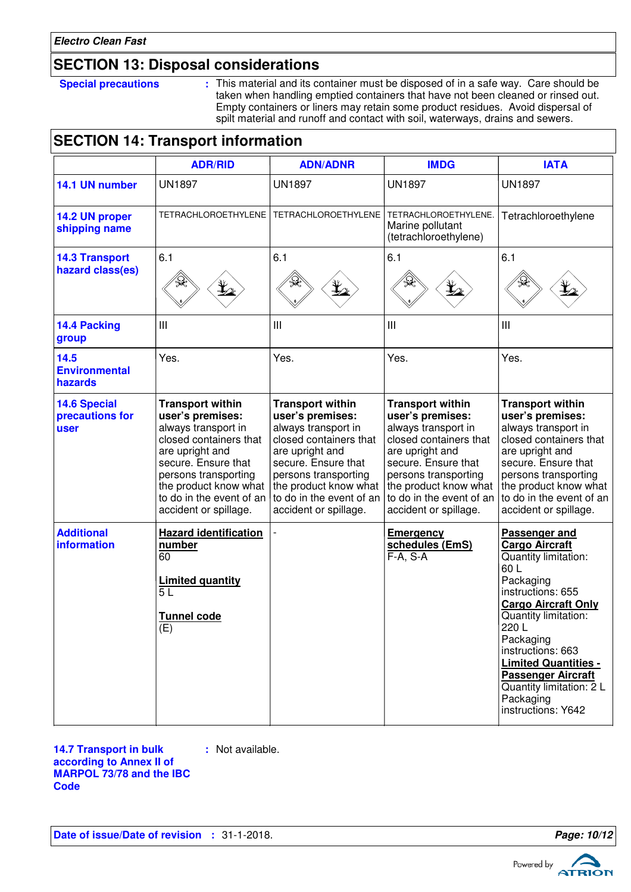## SECTION 13: Disposal considerations

**Special precautions** : This material and its container must be disposed of in a safe way. Care should be taken when handling emptied containers that have not been cleaned or rinsed out. Empty containers or liners may retain some product residues. Avoid dispersal of spilt material and runoff and contact with soil, waterways, drains and sewers.

## SECTION 14: Transport information

| | ADR/RID | ADN/ADNR | IMDG | IATA |
|---|---|---|---|---|
| **14.1 UN number** | UN1897 | UN1897 | UN1897 | UN1897 |
| **14.2 UN proper shipping name** | TETRACHLOROETHYLENE | TETRACHLOROETHYLENE | TETRACHLOROETHYLENE. Marine pollutant (tetrachloroethylene) | Tetrachloroethylene |
| **14.3 Transport hazard class(es)** | 6.1 | 6.1 | 6.1 | 6.1 |
| **14.4 Packing group** | III | III | III | III |
| **14.5 Environmental hazards** | Yes. | Yes. | Yes. | Yes. |
| **14.6 Special precautions for user** | **Transport within user's premises:** always transport in closed containers that are upright and secure. Ensure that persons transporting the product know what to do in the event of an accident or spillage. | **Transport within user's premises:** always transport in closed containers that are upright and secure. Ensure that persons transporting the product know what to do in the event of an accident or spillage. | **Transport within user's premises:** always transport in closed containers that are upright and secure. Ensure that persons transporting the product know what to do in the event of an accident or spillage. | **Transport within user's premises:** always transport in closed containers that are upright and secure. Ensure that persons transporting the product know what to do in the event of an accident or spillage. |
| **Additional information** | **Hazard identification number** 60<br><br>**Limited quantity** 5 L<br><br>**Tunnel code** (E) | - | **Emergency schedules (EmS)** F-A, S-A | **Passenger and Cargo Aircraft** Quantity limitation: 60 L Packaging instructions: 655 **Cargo Aircraft Only** Quantity limitation: 220 L Packaging instructions: 663 **Limited Quantities - Passenger Aircraft** Quantity limitation: 2 L Packaging instructions: Y642 |

**14.7 Transport in bulk according to Annex II of MARPOL 73/78 and the IBC Code** : Not available.

**Date of issue/Date of revision** : 31-1-2018.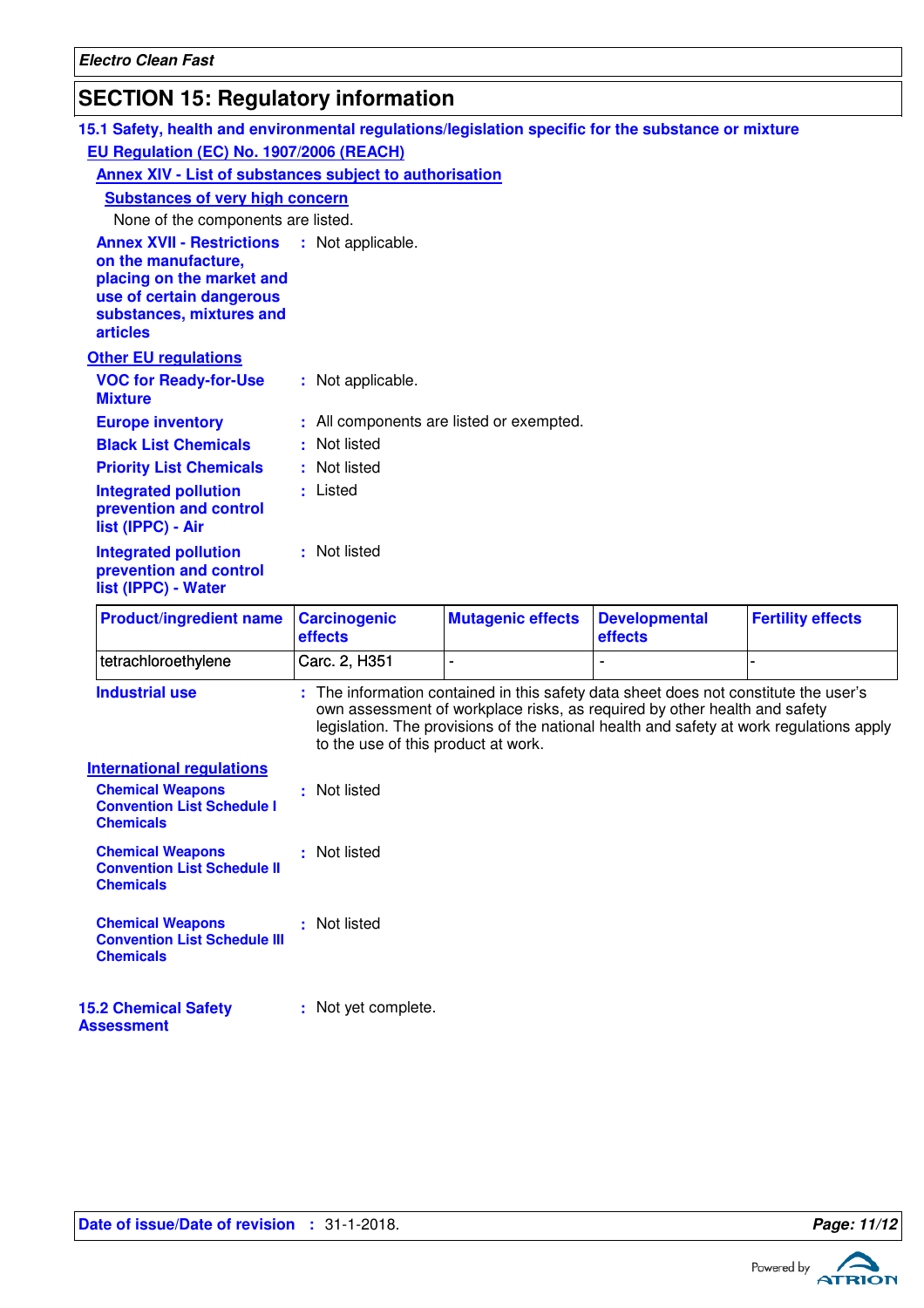## SECTION 15: Regulatory information

### 15.1 Safety, health and environmental regulations/legislation specific for the substance or mixture

**EU Regulation (EC) No. 1907/2006 (REACH)**

**Annex XIV - List of substances subject to authorisation**

**Substances of very high concern**

None of the components are listed.

**Annex XVII - Restrictions on the manufacture, placing on the market and use of certain dangerous substances, mixtures and articles** : Not applicable.

**Other EU regulations**

**VOC for Ready-for-Use Mixture** : Not applicable.

**Europe inventory** : All components are listed or exempted.

**Black List Chemicals** : Not listed

**Priority List Chemicals** : Not listed

**Integrated pollution prevention and control list (IPPC) - Air** : Listed

**Integrated pollution prevention and control list (IPPC) - Water** : Not listed

| Product/ingredient name | Carcinogenic effects | Mutagenic effects | Developmental effects | Fertility effects |
|---|---|---|---|---|
| tetrachloroethylene | Carc. 2, H351 | - | - | - |

**Industrial use** : The information contained in this safety data sheet does not constitute the user's own assessment of workplace risks, as required by other health and safety legislation. The provisions of the national health and safety at work regulations apply to the use of this product at work.

**International regulations**

**Chemical Weapons Convention List Schedule I Chemicals** : Not listed

**Chemical Weapons Convention List Schedule II Chemicals** : Not listed

**Chemical Weapons Convention List Schedule III Chemicals** : Not listed

### 15.2 Chemical Safety Assessment : Not yet complete.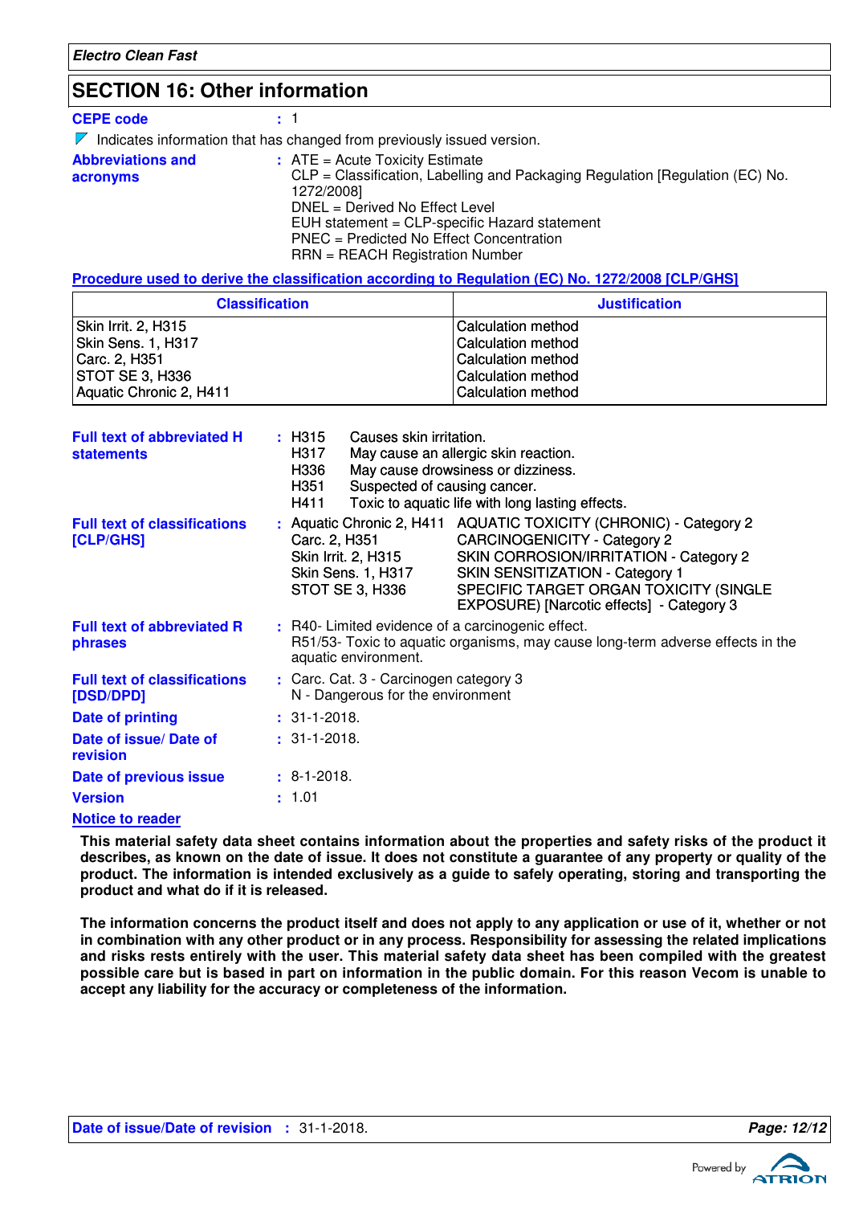## SECTION 16: Other information

**CEPE code** : 1

Indicates information that has changed from previously issued version.

**Abbreviations and acronyms** : ATE = Acute Toxicity Estimate
CLP = Classification, Labelling and Packaging Regulation [Regulation (EC) No. 1272/2008]
DNEL = Derived No Effect Level
EUH statement = CLP-specific Hazard statement
PNEC = Predicted No Effect Concentration
RRN = REACH Registration Number

**Procedure used to derive the classification according to Regulation (EC) No. 1272/2008 [CLP/GHS]**

| Classification | Justification |
|---|---|
| Skin Irrit. 2, H315 | Calculation method |
| Skin Sens. 1, H317 | Calculation method |
| Carc. 2, H351 | Calculation method |
| STOT SE 3, H336 | Calculation method |
| Aquatic Chronic 2, H411 | Calculation method |

**Full text of abbreviated H statements** :

- H315 Causes skin irritation.
- H317 May cause an allergic skin reaction.
- H336 May cause drowsiness or dizziness.
- H351 Suspected of causing cancer.
- H411 Toxic to aquatic life with long lasting effects.

**Full text of classifications [CLP/GHS]** :

- Aquatic Chronic 2, H411 AQUATIC TOXICITY (CHRONIC) - Category 2
- Carc. 2, H351 CARCINOGENICITY - Category 2
- Skin Irrit. 2, H315 SKIN CORROSION/IRRITATION - Category 2
- Skin Sens. 1, H317 SKIN SENSITIZATION - Category 1
- STOT SE 3, H336 SPECIFIC TARGET ORGAN TOXICITY (SINGLE EXPOSURE) [Narcotic effects] - Category 3

**Full text of abbreviated R phrases** : R40- Limited evidence of a carcinogenic effect.
R51/53- Toxic to aquatic organisms, may cause long-term adverse effects in the aquatic environment.

**Full text of classifications [DSD/DPD]** : Carc. Cat. 3 - Carcinogen category 3
N - Dangerous for the environment

**Date of printing** : 31-1-2018.

**Date of issue/ Date of revision** : 31-1-2018.

**Date of previous issue** : 8-1-2018.

**Version** : 1.01

**Notice to reader**

**This material safety data sheet contains information about the properties and safety risks of the product it describes, as known on the date of issue. It does not constitute a guarantee of any property or quality of the product. The information is intended exclusively as a guide to safely operating, storing and transporting the product and what do if it is released.**

**The information concerns the product itself and does not apply to any application or use of it, whether or not in combination with any other product or in any process. Responsibility for assessing the related implications and risks rests entirely with the user. This material safety data sheet has been compiled with the greatest possible care but is based in part on information in the public domain. For this reason Vecom is unable to accept any liability for the accuracy or completeness of the information.**